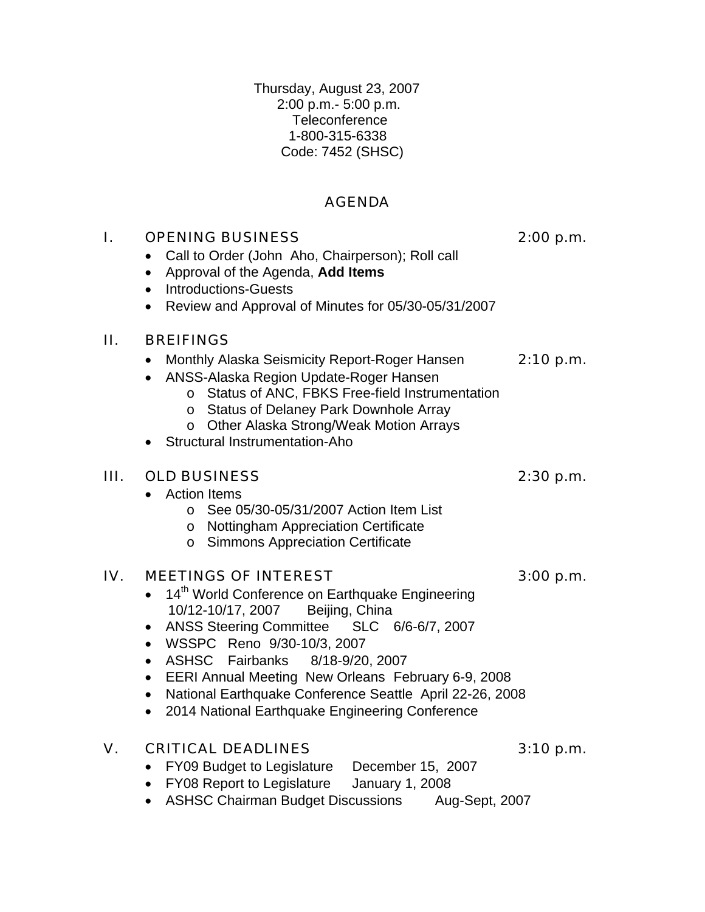Thursday, August 23, 2007
2:00 p.m.- 5:00 p.m.
Teleconference
1-800-315-6338
Code: 7452 (SHSC)

# AGENDA

## I. OPENING BUSINESS — 2:00 p.m.

- Call to Order (John Aho, Chairperson); Roll call
- Approval of the Agenda, **Add Items**
- Introductions-Guests
- Review and Approval of Minutes for 05/30-05/31/2007

## II. BREIFINGS

- Monthly Alaska Seismicity Report-Roger Hansen — 2:10 p.m.
- ANSS-Alaska Region Update-Roger Hansen
  - Status of ANC, FBKS Free-field Instrumentation
  - Status of Delaney Park Downhole Array
  - Other Alaska Strong/Weak Motion Arrays
- Structural Instrumentation-Aho

## III. OLD BUSINESS — 2:30 p.m.

- Action Items
  - See 05/30-05/31/2007 Action Item List
  - Nottingham Appreciation Certificate
  - Simmons Appreciation Certificate

## IV. MEETINGS OF INTEREST — 3:00 p.m.

- 14th World Conference on Earthquake Engineering
  10/12-10/17, 2007 Beijing, China
- ANSS Steering Committee SLC 6/6-6/7, 2007
- WSSPC Reno 9/30-10/3, 2007
- ASHSC Fairbanks 8/18-9/20, 2007
- EERI Annual Meeting New Orleans February 6-9, 2008
- National Earthquake Conference Seattle April 22-26, 2008
- 2014 National Earthquake Engineering Conference

## V. CRITICAL DEADLINES — 3:10 p.m.

- FY09 Budget to Legislature December 15, 2007
- FY08 Report to Legislature January 1, 2008
- ASHSC Chairman Budget Discussions Aug-Sept, 2007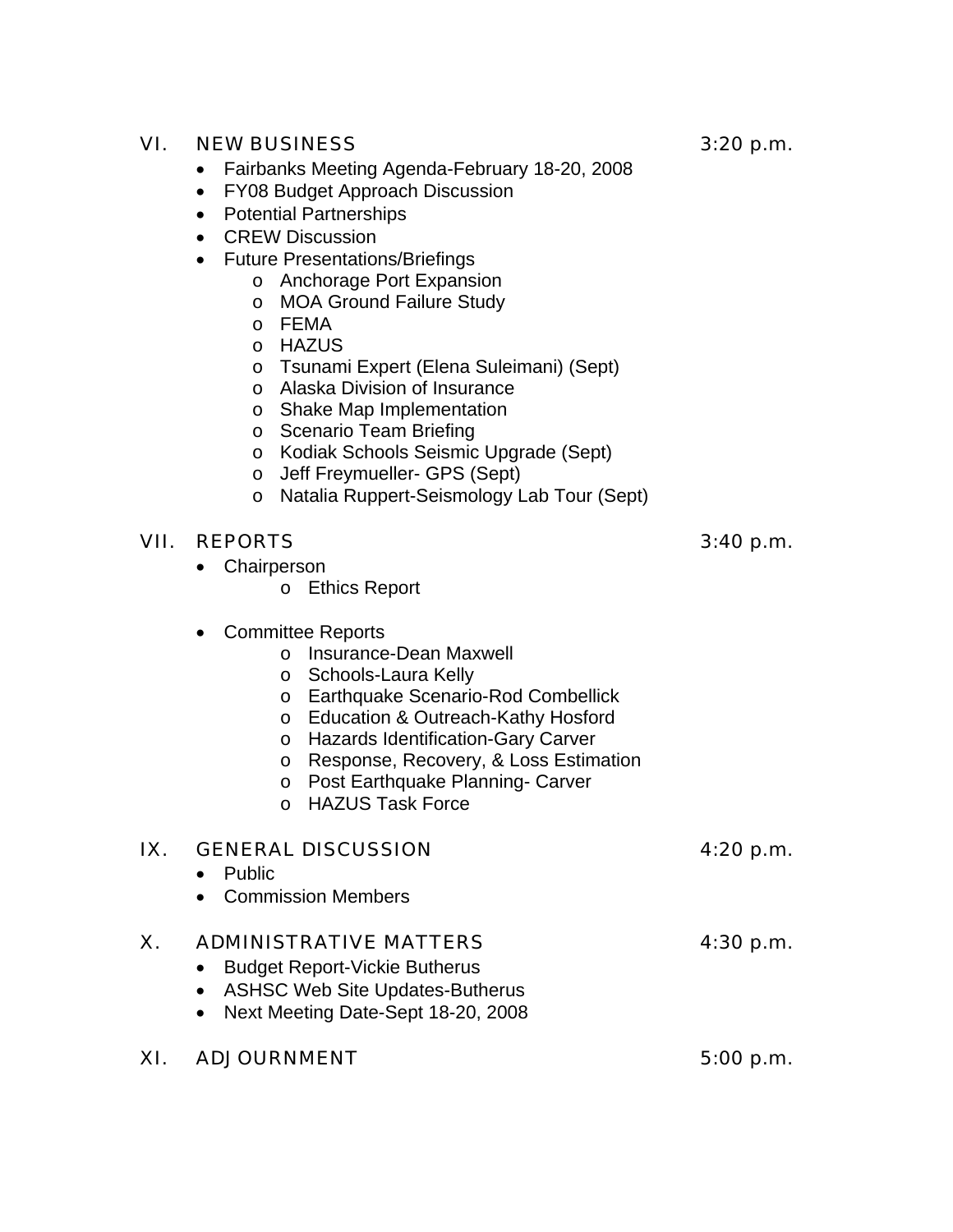## VI. NEW BUSINESS 3:20 p.m.

- Fairbanks Meeting Agenda-February 18-20, 2008
- FY08 Budget Approach Discussion
- Potential Partnerships
- CREW Discussion
- Future Presentations/Briefings
  - Anchorage Port Expansion
  - MOA Ground Failure Study
  - FEMA
  - HAZUS
  - Tsunami Expert (Elena Suleimani) (Sept)
  - Alaska Division of Insurance
  - Shake Map Implementation
  - Scenario Team Briefing
  - Kodiak Schools Seismic Upgrade (Sept)
  - Jeff Freymueller- GPS (Sept)
  - Natalia Ruppert-Seismology Lab Tour (Sept)

## VII. REPORTS 3:40 p.m.

- Chairperson
  - Ethics Report
- Committee Reports
  - Insurance-Dean Maxwell
  - Schools-Laura Kelly
  - Earthquake Scenario-Rod Combellick
  - Education & Outreach-Kathy Hosford
  - Hazards Identification-Gary Carver
  - Response, Recovery, & Loss Estimation
  - Post Earthquake Planning- Carver
  - HAZUS Task Force

## IX. GENERAL DISCUSSION 4:20 p.m.

- Public
- Commission Members

## X. ADMINISTRATIVE MATTERS 4:30 p.m.

- Budget Report-Vickie Butherus
- ASHSC Web Site Updates-Butherus
- Next Meeting Date-Sept 18-20, 2008

## XI. ADJOURNMENT 5:00 p.m.